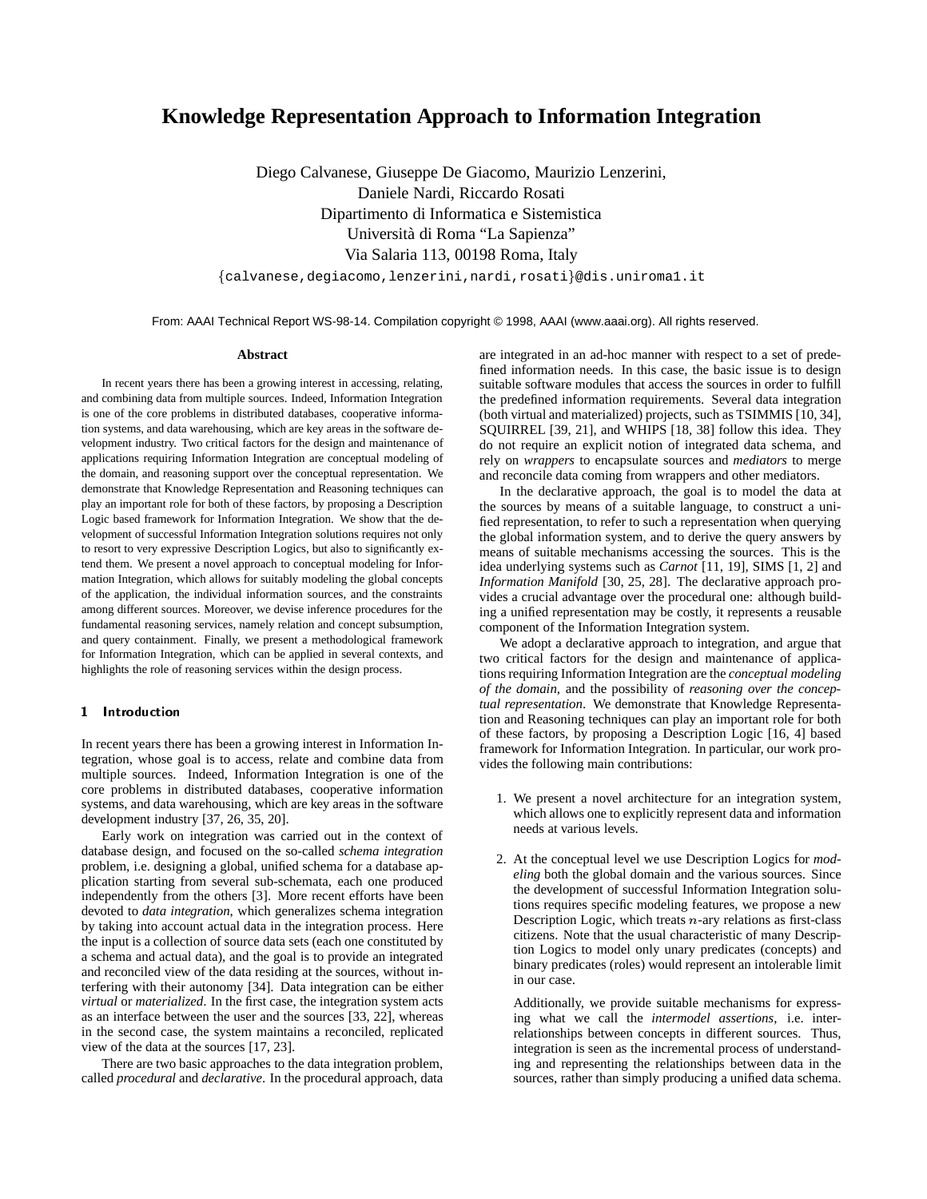# Knowledge Representation Approach to Information Integration

Diego Calvanese, Giuseppe De Giacomo, Maurizio Lenzerini,
Daniele Nardi, Riccardo Rosati
Dipartimento di Informatica e Sistemistica
Università di Roma "La Sapienza"
Via Salaria 113, 00198 Roma, Italy
{calvanese,degiacomo,lenzerini,nardi,rosati}@dis.uniroma1.it

From: AAAI Technical Report WS-98-14. Compilation copyright © 1998, AAAI (www.aaai.org). All rights reserved.

### Abstract

In recent years there has been a growing interest in accessing, relating, and combining data from multiple sources. Indeed, Information Integration is one of the core problems in distributed databases, cooperative information systems, and data warehousing, which are key areas in the software development industry. Two critical factors for the design and maintenance of applications requiring Information Integration are conceptual modeling of the domain, and reasoning support over the conceptual representation. We demonstrate that Knowledge Representation and Reasoning techniques can play an important role for both of these factors, by proposing a Description Logic based framework for Information Integration. We show that the development of successful Information Integration solutions requires not only to resort to very expressive Description Logics, but also to significantly extend them. We present a novel approach to conceptual modeling for Information Integration, which allows for suitably modeling the global concepts of the application, the individual information sources, and the constraints among different sources. Moreover, we devise inference procedures for the fundamental reasoning services, namely relation and concept subsumption, and query containment. Finally, we present a methodological framework for Information Integration, which can be applied in several contexts, and highlights the role of reasoning services within the design process.

## 1 Introduction

In recent years there has been a growing interest in Information Integration, whose goal is to access, relate and combine data from multiple sources. Indeed, Information Integration is one of the core problems in distributed databases, cooperative information systems, and data warehousing, which are key areas in the software development industry [37, 26, 35, 20].

Early work on integration was carried out in the context of database design, and focused on the so-called *schema integration* problem, i.e. designing a global, unified schema for a database application starting from several sub-schemata, each one produced independently from the others [3]. More recent efforts have been devoted to *data integration*, which generalizes schema integration by taking into account actual data in the integration process. Here the input is a collection of source data sets (each one constituted by a schema and actual data), and the goal is to provide an integrated and reconciled view of the data residing at the sources, without interfering with their autonomy [34]. Data integration can be either *virtual* or *materialized*. In the first case, the integration system acts as an interface between the user and the sources [33, 22], whereas in the second case, the system maintains a reconciled, replicated view of the data at the sources [17, 23].

There are two basic approaches to the data integration problem, called *procedural* and *declarative*. In the procedural approach, data are integrated in an ad-hoc manner with respect to a set of predefined information needs. In this case, the basic issue is to design suitable software modules that access the sources in order to fulfill the predefined information requirements. Several data integration (both virtual and materialized) projects, such as TSIMMIS [10, 34], SQUIRREL [39, 21], and WHIPS [18, 38] follow this idea. They do not require an explicit notion of integrated data schema, and rely on *wrappers* to encapsulate sources and *mediators* to merge and reconcile data coming from wrappers and other mediators.

In the declarative approach, the goal is to model the data at the sources by means of a suitable language, to construct a unified representation, to refer to such a representation when querying the global information system, and to derive the query answers by means of suitable mechanisms accessing the sources. This is the idea underlying systems such as *Carnot* [11, 19], SIMS [1, 2] and *Information Manifold* [30, 25, 28]. The declarative approach provides a crucial advantage over the procedural one: although building a unified representation may be costly, it represents a reusable component of the Information Integration system.

We adopt a declarative approach to integration, and argue that two critical factors for the design and maintenance of applications requiring Information Integration are the *conceptual modeling of the domain*, and the possibility of *reasoning over the conceptual representation*. We demonstrate that Knowledge Representation and Reasoning techniques can play an important role for both of these factors, by proposing a Description Logic [16, 4] based framework for Information Integration. In particular, our work provides the following main contributions:

1. We present a novel architecture for an integration system, which allows one to explicitly represent data and information needs at various levels.

2. At the conceptual level we use Description Logics for *modeling* both the global domain and the various sources. Since the development of successful Information Integration solutions requires specific modeling features, we propose a new Description Logic, which treats $n$-ary relations as first-class citizens. Note that the usual characteristic of many Description Logics to model only unary predicates (concepts) and binary predicates (roles) would represent an intolerable limit in our case.

   Additionally, we provide suitable mechanisms for expressing what we call the *intermodel assertions*, i.e. interrelationships between concepts in different sources. Thus, integration is seen as the incremental process of understanding and representing the relationships between data in the sources, rather than simply producing a unified data schema.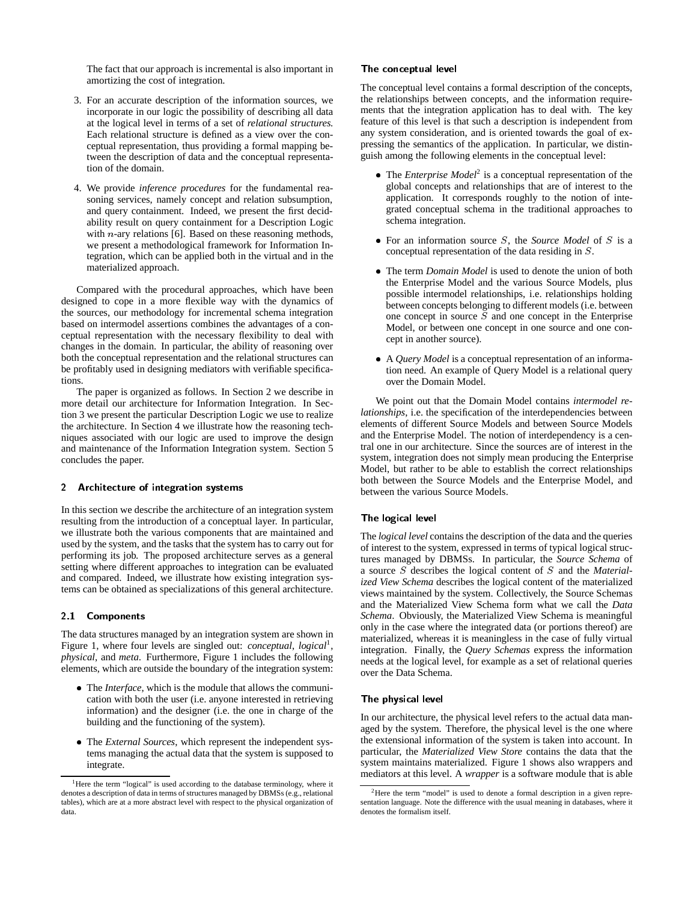The fact that our approach is incremental is also important in amortizing the cost of integration.

3. For an accurate description of the information sources, we incorporate in our logic the possibility of describing all data at the logical level in terms of a set of *relational structures*. Each relational structure is defined as a view over the conceptual representation, thus providing a formal mapping between the description of data and the conceptual representation of the domain.

4. We provide *inference procedures* for the fundamental reasoning services, namely concept and relation subsumption, and query containment. Indeed, we present the first decidability result on query containment for a Description Logic with $n$-ary relations [6]. Based on these reasoning methods, we present a methodological framework for Information Integration, which can be applied both in the virtual and in the materialized approach.

Compared with the procedural approaches, which have been designed to cope in a more flexible way with the dynamics of the sources, our methodology for incremental schema integration based on intermodel assertions combines the advantages of a conceptual representation with the necessary flexibility to deal with changes in the domain. In particular, the ability of reasoning over both the conceptual representation and the relational structures can be profitably used in designing mediators with verifiable specifications.

The paper is organized as follows. In Section 2 we describe in more detail our architecture for Information Integration. In Section 3 we present the particular Description Logic we use to realize the architecture. In Section 4 we illustrate how the reasoning techniques associated with our logic are used to improve the design and maintenance of the Information Integration system. Section 5 concludes the paper.

## 2 Architecture of integration systems

In this section we describe the architecture of an integration system resulting from the introduction of a conceptual layer. In particular, we illustrate both the various components that are maintained and used by the system, and the tasks that the system has to carry out for performing its job. The proposed architecture serves as a general setting where different approaches to integration can be evaluated and compared. Indeed, we illustrate how existing integration systems can be obtained as specializations of this general architecture.

### 2.1 Components

The data structures managed by an integration system are shown in Figure 1, where four levels are singled out: *conceptual*, *logical*[1], *physical*, and *meta*. Furthermore, Figure 1 includes the following elements, which are outside the boundary of the integration system:

- The *Interface*, which is the module that allows the communication with both the user (i.e. anyone interested in retrieving information) and the designer (i.e. the one in charge of the building and the functioning of the system).
- The *External Sources*, which represent the independent systems managing the actual data that the system is supposed to integrate.

[1] Here the term "logical" is used according to the database terminology, where it denotes a description of data in terms of structures managed by DBMSs (e.g., relational tables), which are at a more abstract level with respect to the physical organization of data.

#### The conceptual level

The conceptual level contains a formal description of the concepts, the relationships between concepts, and the information requirements that the integration application has to deal with. The key feature of this level is that such a description is independent from any system consideration, and is oriented towards the goal of expressing the semantics of the application. In particular, we distinguish among the following elements in the conceptual level:

- The *Enterprise Model*[2] is a conceptual representation of the global concepts and relationships that are of interest to the application. It corresponds roughly to the notion of integrated conceptual schema in the traditional approaches to schema integration.
- For an information source $S$, the *Source Model* of $S$ is a conceptual representation of the data residing in $S$.
- The term *Domain Model* is used to denote the union of both the Enterprise Model and the various Source Models, plus possible intermodel relationships, i.e. relationships holding between concepts belonging to different models (i.e. between one concept in source $S$ and one concept in the Enterprise Model, or between one concept in one source and one concept in another source).
- A *Query Model* is a conceptual representation of an information need. An example of Query Model is a relational query over the Domain Model.

We point out that the Domain Model contains *intermodel relationships*, i.e. the specification of the interdependencies between elements of different Source Models and between Source Models and the Enterprise Model. The notion of interdependency is a central one in our architecture. Since the sources are of interest in the system, integration does not simply mean producing the Enterprise Model, but rather to be able to establish the correct relationships both between the Source Models and the Enterprise Model, and between the various Source Models.

#### The logical level

The *logical level* contains the description of the data and the queries of interest to the system, expressed in terms of typical logical structures managed by DBMSs. In particular, the *Source Schema* of a source $S$ describes the logical content of $S$ and the *Materialized View Schema* describes the logical content of the materialized views maintained by the system. Collectively, the Source Schemas and the Materialized View Schema form what we call the *Data Schema*. Obviously, the Materialized View Schema is meaningful only in the case where the integrated data (or portions thereof) are materialized, whereas it is meaningless in the case of fully virtual integration. Finally, the *Query Schemas* express the information needs at the logical level, for example as a set of relational queries over the Data Schema.

#### The physical level

In our architecture, the physical level refers to the actual data managed by the system. Therefore, the physical level is the one where the extensional information of the system is taken into account. In particular, the *Materialized View Store* contains the data that the system maintains materialized. Figure 1 shows also wrappers and mediators at this level. A *wrapper* is a software module that is able

[2] Here the term "model" is used to denote a formal description in a given representation language. Note the difference with the usual meaning in databases, where it denotes the formalism itself.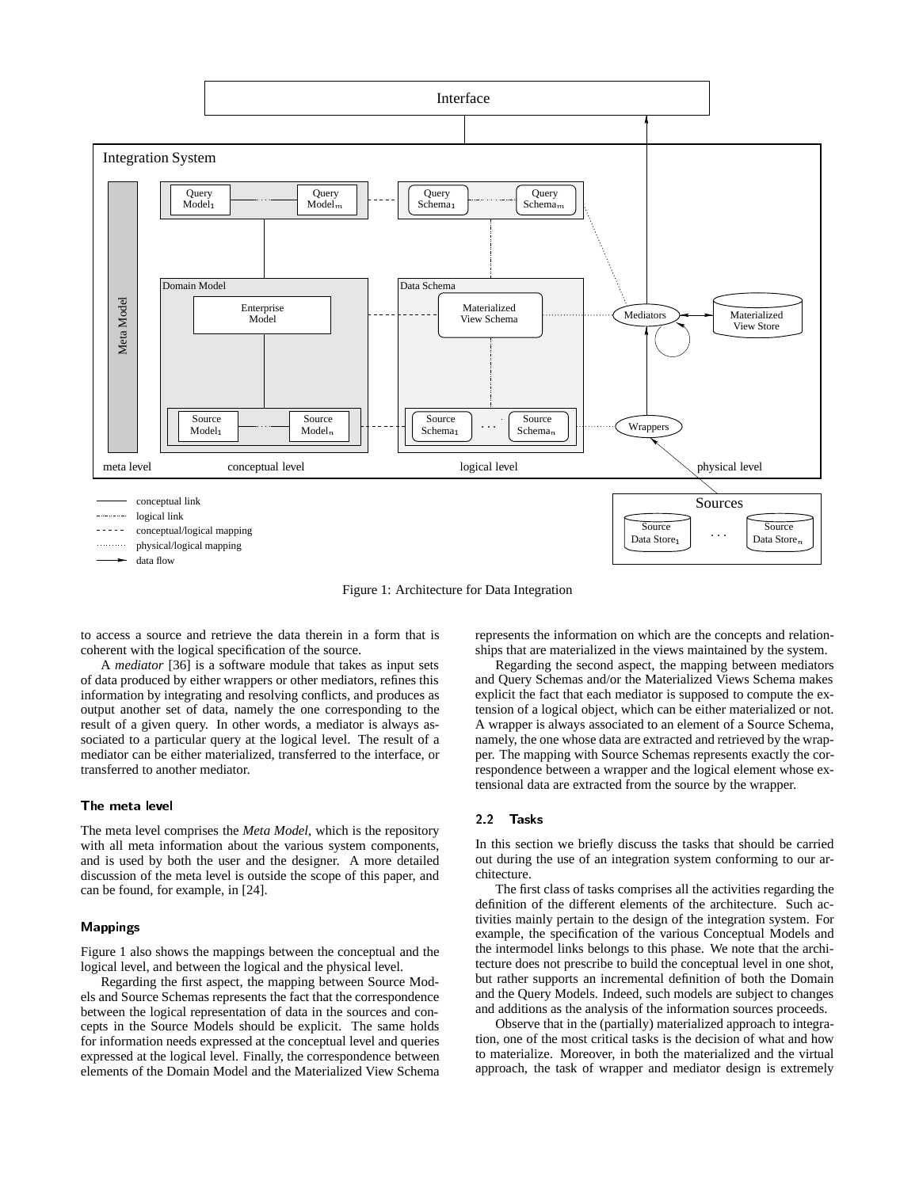Figure 1: Architecture for Data Integration

to access a source and retrieve the data therein in a form that is coherent with the logical specification of the source.

A *mediator* [36] is a software module that takes as input sets of data produced by either wrappers or other mediators, refines this information by integrating and resolving conflicts, and produces as output another set of data, namely the one corresponding to the result of a given query. In other words, a mediator is always associated to a particular query at the logical level. The result of a mediator can be either materialized, transferred to the interface, or transferred to another mediator.

### The meta level

The meta level comprises the *Meta Model*, which is the repository with all meta information about the various system components, and is used by both the user and the designer. A more detailed discussion of the meta level is outside the scope of this paper, and can be found, for example, in [24].

### Mappings

Figure 1 also shows the mappings between the conceptual and the logical level, and between the logical and the physical level.

Regarding the first aspect, the mapping between Source Models and Source Schemas represents the fact that the correspondence between the logical representation of data in the sources and concepts in the Source Models should be explicit. The same holds for information needs expressed at the conceptual level and queries expressed at the logical level. Finally, the correspondence between elements of the Domain Model and the Materialized View Schema represents the information on which are the concepts and relationships that are materialized in the views maintained by the system.

Regarding the second aspect, the mapping between mediators and Query Schemas and/or the Materialized Views Schema makes explicit the fact that each mediator is supposed to compute the extension of a logical object, which can be either materialized or not. A wrapper is always associated to an element of a Source Schema, namely, the one whose data are extracted and retrieved by the wrapper. The mapping with Source Schemas represents exactly the correspondence between a wrapper and the logical element whose extensional data are extracted from the source by the wrapper.

## 2.2 Tasks

In this section we briefly discuss the tasks that should be carried out during the use of an integration system conforming to our architecture.

The first class of tasks comprises all the activities regarding the definition of the different elements of the architecture. Such activities mainly pertain to the design of the integration system. For example, the specification of the various Conceptual Models and the intermodel links belongs to this phase. We note that the architecture does not prescribe to build the conceptual level in one shot, but rather supports an incremental definition of both the Domain and the Query Models. Indeed, such models are subject to changes and additions as the analysis of the information sources proceeds.

Observe that in the (partially) materialized approach to integration, one of the most critical tasks is the decision of what and how to materialize. Moreover, in both the materialized and the virtual approach, the task of wrapper and mediator design is extremely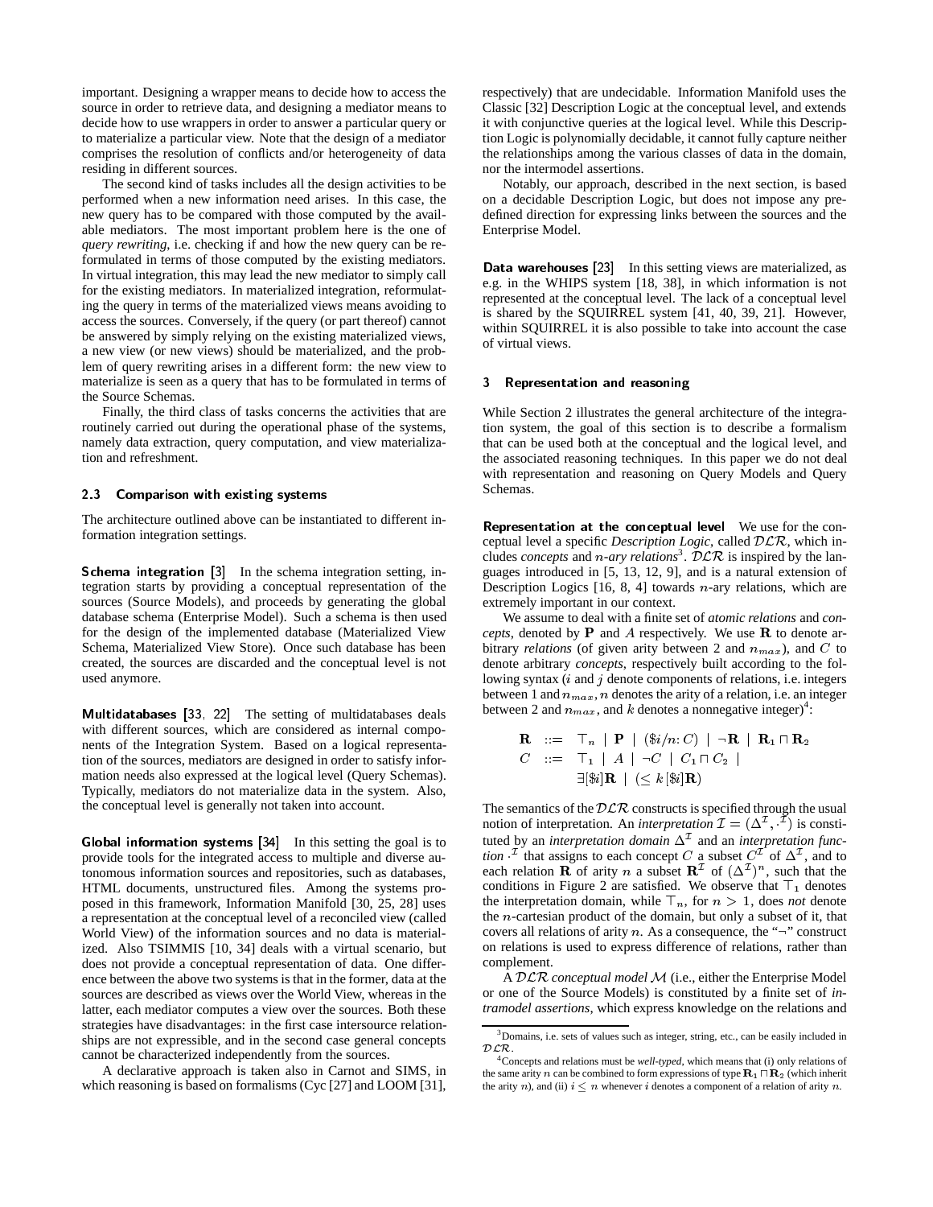important. Designing a wrapper means to decide how to access the source in order to retrieve data, and designing a mediator means to decide how to use wrappers in order to answer a particular query or to materialize a particular view. Note that the design of a mediator comprises the resolution of conflicts and/or heterogeneity of data residing in different sources.

The second kind of tasks includes all the design activities to be performed when a new information need arises. In this case, the new query has to be compared with those computed by the available mediators. The most important problem here is the one of *query rewriting*, i.e. checking if and how the new query can be reformulated in terms of those computed by the existing mediators. In virtual integration, this may lead the new mediator to simply call for the existing mediators. In materialized integration, reformulating the query in terms of the materialized views means avoiding to access the sources. Conversely, if the query (or part thereof) cannot be answered by simply relying on the existing materialized views, a new view (or new views) should be materialized, and the problem of query rewriting arises in a different form: the new view to materialize is seen as a query that has to be formulated in terms of the Source Schemas.

Finally, the third class of tasks concerns the activities that are routinely carried out during the operational phase of the systems, namely data extraction, query computation, and view materialization and refreshment.

### 2.3 Comparison with existing systems

The architecture outlined above can be instantiated to different information integration settings.

**Schema integration [3]** In the schema integration setting, integration starts by providing a conceptual representation of the sources (Source Models), and proceeds by generating the global database schema (Enterprise Model). Such a schema is then used for the design of the implemented database (Materialized View Schema, Materialized View Store). Once such database has been created, the sources are discarded and the conceptual level is not used anymore.

**Multidatabases [33, 22]** The setting of multidatabases deals with different sources, which are considered as internal components of the Integration System. Based on a logical representation of the sources, mediators are designed in order to satisfy information needs also expressed at the logical level (Query Schemas). Typically, mediators do not materialize data in the system. Also, the conceptual level is generally not taken into account.

**Global information systems [34]** In this setting the goal is to provide tools for the integrated access to multiple and diverse autonomous information sources and repositories, such as databases, HTML documents, unstructured files. Among the systems proposed in this framework, Information Manifold [30, 25, 28] uses a representation at the conceptual level of a reconciled view (called World View) of the information sources and no data is materialized. Also TSIMMIS [10, 34] deals with a virtual scenario, but does not provide a conceptual representation of data. One difference between the above two systems is that in the former, data at the sources are described as views over the World View, whereas in the latter, each mediator computes a view over the sources. Both these strategies have disadvantages: in the first case intersource relationships are not expressible, and in the second case general concepts cannot be characterized independently from the sources.

A declarative approach is taken also in Carnot and SIMS, in which reasoning is based on formalisms (Cyc [27] and LOOM [31], respectively) that are undecidable. Information Manifold uses the Classic [32] Description Logic at the conceptual level, and extends it with conjunctive queries at the logical level. While this Description Logic is polynomially decidable, it cannot fully capture neither the relationships among the various classes of data in the domain, nor the intermodel assertions.

Notably, our approach, described in the next section, is based on a decidable Description Logic, but does not impose any predefined direction for expressing links between the sources and the Enterprise Model.

**Data warehouses [23]** In this setting views are materialized, as e.g. in the WHIPS system [18, 38], in which information is not represented at the conceptual level. The lack of a conceptual level is shared by the SQUIRREL system [41, 40, 39, 21]. However, within SQUIRREL it is also possible to take into account the case of virtual views.

## 3 Representation and reasoning

While Section 2 illustrates the general architecture of the integration system, the goal of this section is to describe a formalism that can be used both at the conceptual and the logical level, and the associated reasoning techniques. In this paper we do not deal with representation and reasoning on Query Models and Query Schemas.

**Representation at the conceptual level** We use for the conceptual level a specific *Description Logic*, called $\mathcal{DLR}$, which includes *concepts* and $n$*-ary relations*[3]. $\mathcal{DLR}$ is inspired by the languages introduced in [5, 13, 12, 9], and is a natural extension of Description Logics [16, 8, 4] towards $n$-ary relations, which are extremely important in our context.

We assume to deal with a finite set of *atomic relations* and *concepts*, denoted by $\mathbf{P}$ and $A$ respectively. We use $\mathbf{R}$ to denote arbitrary *relations* (of given arity between 2 and $n_{max}$), and $C$ to denote arbitrary *concepts*, respectively built according to the following syntax ($i$ and $j$ denote components of relations, i.e. integers between 1 and $n_{max}$, $n$ denotes the arity of a relation, i.e. an integer between 2 and $n_{max}$, and $k$ denotes a nonnegative integer)[4]:

$$
\begin{array}{rcl}
\mathbf{R} & ::= & \top_n \mid \mathbf{P} \mid (\$i/n\colon C) \mid \neg\mathbf{R} \mid \mathbf{R}_1 \sqcap \mathbf{R}_2 \\
C & ::= & \top_1 \mid A \mid \neg C \mid C_1 \sqcap C_2 \mid \\
 & & \exists[\$i]\mathbf{R} \mid (\leq k\,[\$i]\mathbf{R})
\end{array}
$$

The semantics of the $\mathcal{DLR}$ constructs is specified through the usual notion of interpretation. An *interpretation* $\mathcal{I} = (\Delta^{\mathcal{I}}, \cdot^{\mathcal{I}})$ is constituted by an *interpretation domain* $\Delta^{\mathcal{I}}$ and an *interpretation function* $\cdot^{\mathcal{I}}$ that assigns to each concept $C$ a subset $C^{\mathcal{I}}$ of $\Delta^{\mathcal{I}}$, and to each relation $\mathbf{R}$ of arity $n$ a subset $\mathbf{R}^{\mathcal{I}}$ of $(\Delta^{\mathcal{I}})^n$, such that the conditions in Figure 2 are satisfied. We observe that $\top_1$ denotes the interpretation domain, while $\top_n$, for $n > 1$, does *not* denote the $n$-cartesian product of the domain, but only a subset of it, that covers all relations of arity $n$. As a consequence, the "$\neg$" construct on relations is used to express difference of relations, rather than complement.

A $\mathcal{DLR}$ *conceptual model* $\mathcal{M}$ (i.e., either the Enterprise Model or one of the Source Models) is constituted by a finite set of *intramodel assertions*, which express knowledge on the relations and

---

[3] Domains, i.e. sets of values such as integer, string, etc., can be easily included in $\mathcal{DLR}$.

[4] Concepts and relations must be *well-typed*, which means that (i) only relations of the same arity $n$ can be combined to form expressions of type $\mathbf{R}_1 \sqcap \mathbf{R}_2$ (which inherit the arity $n$), and (ii) $i \leq n$ whenever $i$ denotes a component of a relation of arity $n$.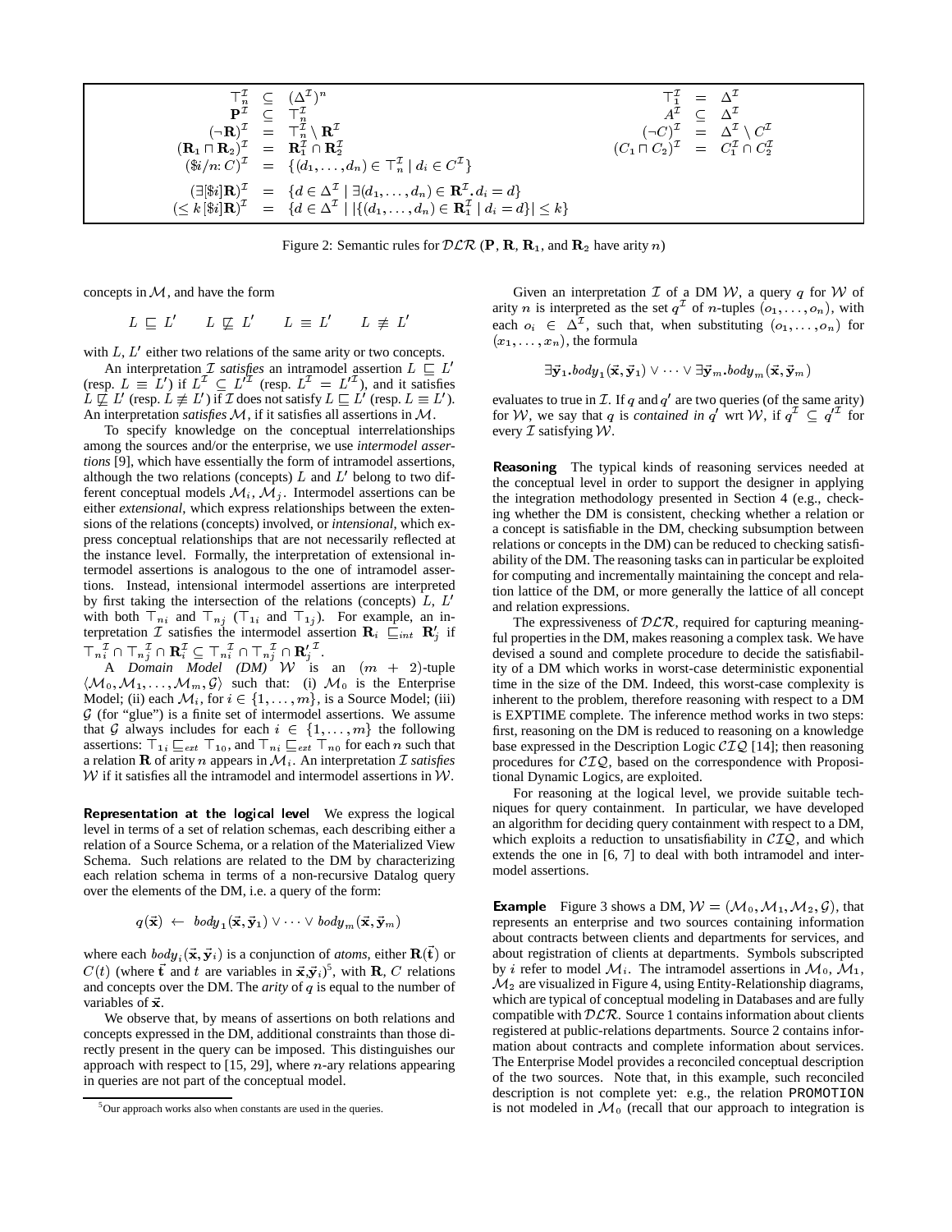$$
\begin{array}{rcl}
\top_n^{\mathcal{I}} & \subseteq & (\Delta^{\mathcal{I}})^n \\
\mathbf{P}^{\mathcal{I}} & \subseteq & \top_n^{\mathcal{I}} \\
(\neg\mathbf{R})^{\mathcal{I}} & = & \top_n^{\mathcal{I}} \setminus \mathbf{R}^{\mathcal{I}} \\
(\mathbf{R}_1 \sqcap \mathbf{R}_2)^{\mathcal{I}} & = & \mathbf{R}_1^{\mathcal{I}} \cap \mathbf{R}_2^{\mathcal{I}} \\
(\$i/n\colon C)^{\mathcal{I}} & = & \{(d_1,\ldots,d_n) \in \top_n^{\mathcal{I}} \mid d_i \in C^{\mathcal{I}}\} \\
(\exists[\$i]\mathbf{R})^{\mathcal{I}} & = & \{d \in \Delta^{\mathcal{I}} \mid \exists(d_1,\ldots,d_n) \in \mathbf{R}^{\mathcal{I}}. d_i = d\} \\
(\leq k\,[\$i]\mathbf{R})^{\mathcal{I}} & = & \{d \in \Delta^{\mathcal{I}} \mid |\{(d_1,\ldots,d_n) \in \mathbf{R}_1^{\mathcal{I}} \mid d_i = d\}| \leq k\}
\end{array}
\qquad
\begin{array}{rcl}
\top_1^{\mathcal{I}} & = & \Delta^{\mathcal{I}} \\
A^{\mathcal{I}} & \subseteq & \Delta^{\mathcal{I}} \\
(\neg C)^{\mathcal{I}} & = & \Delta^{\mathcal{I}} \setminus C^{\mathcal{I}} \\
(C_1 \sqcap C_2)^{\mathcal{I}} & = & C_1^{\mathcal{I}} \cap C_2^{\mathcal{I}}
\end{array}
$$

Figure 2: Semantic rules for $\mathcal{DLR}$ ($\mathbf{P}$, $\mathbf{R}$, $\mathbf{R}_1$, and $\mathbf{R}_2$ have arity $n$)

concepts in $\mathcal{M}$, and have the form

$$L \sqsubseteq L' \qquad L \not\sqsubseteq L' \qquad L \equiv L' \qquad L \not\equiv L'$$

with $L$, $L'$ either two relations of the same arity or two concepts.

An interpretation $\mathcal{I}$ *satisfies* an intramodel assertion $L \sqsubseteq L'$ (resp. $L \equiv L'$) if $L^{\mathcal{I}} \subseteq L'^{\mathcal{I}}$ (resp. $L^{\mathcal{I}} = L'^{\mathcal{I}}$), and it satisfies $L \not\sqsubseteq L'$ (resp. $L \not\equiv L'$) if $\mathcal{I}$ does not satisfy $L \sqsubseteq L'$ (resp. $L \equiv L'$). An interpretation *satisfies* $\mathcal{M}$, if it satisfies all assertions in $\mathcal{M}$.

To specify knowledge on the conceptual interrelationships among the sources and/or the enterprise, we use *intermodel assertions* [9], which have essentially the form of intramodel assertions, although the two relations (concepts) $L$ and $L'$ belong to two different conceptual models $\mathcal{M}_i$, $\mathcal{M}_j$. Intermodel assertions can be either *extensional*, which express relationships between the extensions of the relations (concepts) involved, or *intensional*, which express conceptual relationships that are not necessarily reflected at the instance level. Formally, the interpretation of extensional intermodel assertions is analogous to the one of intramodel assertions. Instead, intensional intermodel assertions are interpreted by first taking the intersection of the relations (concepts) $L$, $L'$ with both $\top_{ni}$ and $\top_{nj}$ ($\top_{1i}$ and $\top_{1j}$). For example, an interpretation $\mathcal{I}$ satisfies the intermodel assertion $\mathbf{R}_i \sqsubseteq_{int} \mathbf{R}'_j$ if $\top_{ni}^{\mathcal{I}} \cap \top_{nj}^{\mathcal{I}} \cap \mathbf{R}_i^{\mathcal{I}} \subseteq \top_{ni}^{\mathcal{I}} \cap \top_{nj}^{\mathcal{I}} \cap \mathbf{R}'^{\mathcal{I}}_j$.

A *Domain Model (DM)* $\mathcal{W}$ is an $(m+2)$-tuple $\langle \mathcal{M}_0, \mathcal{M}_1, \ldots, \mathcal{M}_m, \mathcal{G} \rangle$ such that: (i) $\mathcal{M}_0$ is the Enterprise Model; (ii) each $\mathcal{M}_i$, for $i \in \{1,\ldots,m\}$, is a Source Model; (iii) $\mathcal{G}$ (for "glue") is a finite set of intermodel assertions. We assume that $\mathcal{G}$ always includes for each $i \in \{1,\ldots,m\}$ the following assertions: $\top_{1i} \sqsubseteq_{ext} \top_{10}$, and $\top_{ni} \sqsubseteq_{ext} \top_{n0}$ for each $n$ such that a relation $\mathbf{R}$ of arity $n$ appears in $\mathcal{M}_i$. An interpretation $\mathcal{I}$ *satisfies* $\mathcal{W}$ if it satisfies all the intramodel and intermodel assertions in $\mathcal{W}$.

**Representation at the logical level** We express the logical level in terms of a set of relation schemas, each describing either a relation of a Source Schema, or a relation of the Materialized View Schema. Such relations are related to the DM by characterizing each relation schema in terms of a non-recursive Datalog query over the elements of the DM, i.e. a query of the form:

$$q(\vec{\mathbf{x}}) \;\leftarrow\; body_1(\vec{\mathbf{x}},\vec{\mathbf{y}}_1) \vee \cdots \vee body_m(\vec{\mathbf{x}},\vec{\mathbf{y}}_m)$$

where each $body_i(\vec{\mathbf{x}},\vec{\mathbf{y}}_i)$ is a conjunction of *atoms*, either $\mathbf{R}(\vec{\mathbf{t}})$ or $C(t)$ (where $\vec{\mathbf{t}}$ and $t$ are variables in $\vec{\mathbf{x}},\vec{\mathbf{y}}_i$)[5], with $\mathbf{R}$, $C$ relations and concepts over the DM. The *arity* of $q$ is equal to the number of variables of $\vec{\mathbf{x}}$.

We observe that, by means of assertions on both relations and concepts expressed in the DM, additional constraints than those directly present in the query can be imposed. This distinguishes our approach with respect to [15, 29], where $n$-ary relations appearing in queries are not part of the conceptual model.

[5] Our approach works also when constants are used in the queries.

Given an interpretation $\mathcal{I}$ of a DM $\mathcal{W}$, a query $q$ for $\mathcal{W}$ of arity $n$ is interpreted as the set $q^{\mathcal{I}}$ of $n$-tuples $(o_1,\ldots,o_n)$, with each $o_i \in \Delta^{\mathcal{I}}$, such that, when substituting $(o_1,\ldots,o_n)$ for $(x_1,\ldots,x_n)$, the formula

$$\exists\vec{\mathbf{y}}_1.body_1(\vec{\mathbf{x}},\vec{\mathbf{y}}_1) \vee \cdots \vee \exists\vec{\mathbf{y}}_m.body_m(\vec{\mathbf{x}},\vec{\mathbf{y}}_m)$$

evaluates to true in $\mathcal{I}$. If $q$ and $q'$ are two queries (of the same arity) for $\mathcal{W}$, we say that $q$ is *contained in* $q'$ wrt $\mathcal{W}$, if $q^{\mathcal{I}} \subseteq q'^{\mathcal{I}}$ for every $\mathcal{I}$ satisfying $\mathcal{W}$.

**Reasoning** The typical kinds of reasoning services needed at the conceptual level in order to support the designer in applying the integration methodology presented in Section 4 (e.g., checking whether the DM is consistent, checking whether a relation or a concept is satisfiable in the DM, checking subsumption between relations or concepts in the DM) can be reduced to checking satisfiability of the DM. The reasoning tasks can in particular be exploited for computing and incrementally maintaining the concept and relation lattice of the DM, or more generally the lattice of all concept and relation expressions.

The expressiveness of $\mathcal{DLR}$, required for capturing meaningful properties in the DM, makes reasoning a complex task. We have devised a sound and complete procedure to decide the satisfiability of a DM which works in worst-case deterministic exponential time in the size of the DM. Indeed, this worst-case complexity is inherent to the problem, therefore reasoning with respect to a DM is EXPTIME complete. The inference method works in two steps: first, reasoning on the DM is reduced to reasoning on a knowledge base expressed in the Description Logic $\mathcal{CIQ}$ [14]; then reasoning procedures for $\mathcal{CIQ}$, based on the correspondence with Propositional Dynamic Logics, are exploited.

For reasoning at the logical level, we provide suitable techniques for query containment. In particular, we have developed an algorithm for deciding query containment with respect to a DM, which exploits a reduction to unsatisfiability in $\mathcal{CIQ}$, and which extends the one in [6, 7] to deal with both intramodel and intermodel assertions.

**Example** Figure 3 shows a DM, $\mathcal{W} = (\mathcal{M}_0, \mathcal{M}_1, \mathcal{M}_2, \mathcal{G})$, that represents an enterprise and two sources containing information about contracts between clients and departments for services, and about registration of clients at departments. Symbols subscripted by $i$ refer to model $\mathcal{M}_i$. The intramodel assertions in $\mathcal{M}_0$, $\mathcal{M}_1$, $\mathcal{M}_2$ are visualized in Figure 4, using Entity-Relationship diagrams, which are typical of conceptual modeling in Databases and are fully compatible with $\mathcal{DLR}$. Source 1 contains information about clients registered at public-relations departments. Source 2 contains information about contracts and complete information about services. The Enterprise Model provides a reconciled conceptual description of the two sources. Note that, in this example, such reconciled description is not complete yet: e.g., the relation PROMOTION is not modeled in $\mathcal{M}_0$ (recall that our approach to integration is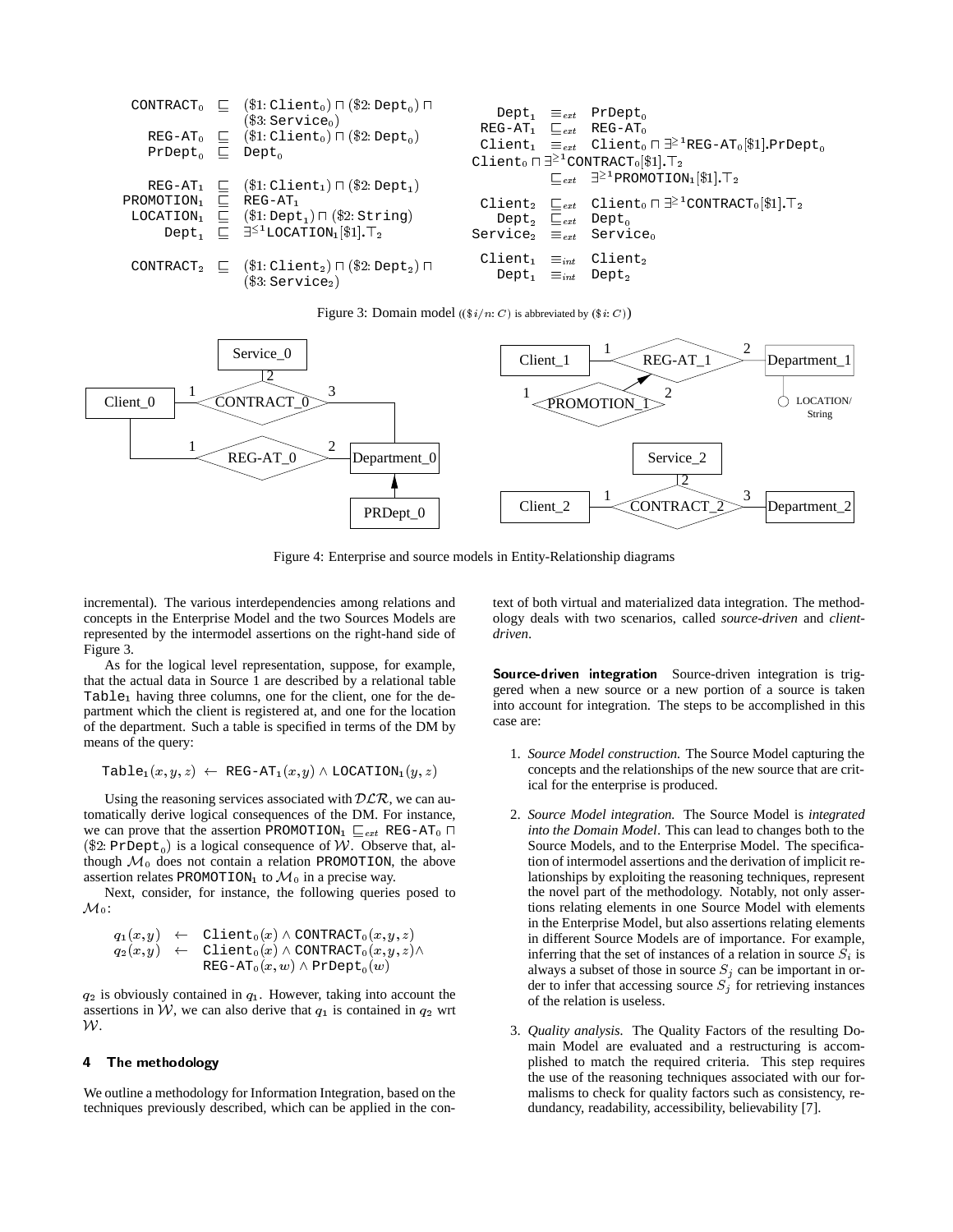$$
\begin{array}{lll}
\texttt{CONTRACT}_0 & \sqsubseteq & (\$1\colon \texttt{Client}_0) \sqcap (\$2\colon \texttt{Dept}_0) \sqcap \\
& & (\$3\colon \texttt{Service}_0) \\
\texttt{REG-AT}_0 & \sqsubseteq & (\$1\colon \texttt{Client}_0) \sqcap (\$2\colon \texttt{Dept}_0) \\
\texttt{PrDept}_0 & \sqsubseteq & \texttt{Dept}_0 \\
\\
\texttt{REG-AT}_1 & \sqsubseteq & (\$1\colon \texttt{Client}_1) \sqcap (\$2\colon \texttt{Dept}_1) \\
\texttt{PROMOTION}_1 & \sqsubseteq & \texttt{REG-AT}_1 \\
\texttt{LOCATION}_1 & \sqsubseteq & (\$1\colon \texttt{Dept}_1) \sqcap (\$2\colon \texttt{String}) \\
\texttt{Dept}_1 & \sqsubseteq & \exists^{\leq 1}\texttt{LOCATION}_1[\$1].\top_2 \\
\\
\texttt{CONTRACT}_2 & \sqsubseteq & (\$1\colon \texttt{Client}_2) \sqcap (\$2\colon \texttt{Dept}_2) \sqcap \\
& & (\$3\colon \texttt{Service}_2)
\end{array}
$$

$$
\begin{array}{lll}
\texttt{Dept}_1 & \equiv_{ext} & \texttt{PrDept}_0 \\
\texttt{REG-AT}_1 & \sqsubseteq_{ext} & \texttt{REG-AT}_0 \\
\texttt{Client}_1 & \equiv_{ext} & \texttt{Client}_0 \sqcap \exists^{\geq 1}\texttt{REG-AT}_0[\$1].\texttt{PrDept}_0 \\
\multicolumn{3}{l}{\texttt{Client}_0 \sqcap \exists^{\geq 1}\texttt{CONTRACT}_0[\$1].\top_2} \\
& \sqsubseteq_{ext} & \exists^{\geq 1}\texttt{PROMOTION}_1[\$1].\top_2 \\
\texttt{Client}_2 & \sqsubseteq_{ext} & \texttt{Client}_0 \sqcap \exists^{\geq 1}\texttt{CONTRACT}_0[\$1].\top_2 \\
\texttt{Dept}_2 & \sqsubseteq_{ext} & \texttt{Dept}_0 \\
\texttt{Service}_2 & \equiv_{ext} & \texttt{Service}_0 \\
\\
\texttt{Client}_1 & \equiv_{int} & \texttt{Client}_2 \\
\texttt{Dept}_1 & \equiv_{int} & \texttt{Dept}_2
\end{array}
$$

Figure 3: Domain model ($(\$i/n\colon C)$ is abbreviated by $(\$i\colon C)$)

Figure 4: Enterprise and source models in Entity-Relationship diagrams

incremental). The various interdependencies among relations and concepts in the Enterprise Model and the two Sources Models are represented by the intermodel assertions on the right-hand side of Figure 3.

As for the logical level representation, suppose, for example, that the actual data in Source 1 are described by a relational table $\texttt{Table}_1$ having three columns, one for the client, one for the department which the client is registered at, and one for the location of the department. Such a table is specified in terms of the DM by means of the query:

$$\texttt{Table}_1(x,y,z) \leftarrow \texttt{REG-AT}_1(x,y) \wedge \texttt{LOCATION}_1(y,z)$$

Using the reasoning services associated with $\mathcal{DLR}$, we can automatically derive logical consequences of the DM. For instance, we can prove that the assertion $\texttt{PROMOTION}_1 \sqsubseteq_{ext} \texttt{REG-AT}_0 \sqcap (\$2\colon \texttt{PrDept}_0)$ is a logical consequence of $\mathcal{W}$. Observe that, although $\mathcal{M}_0$ does not contain a relation PROMOTION, the above assertion relates $\texttt{PROMOTION}_1$ to $\mathcal{M}_0$ in a precise way.

Next, consider, for instance, the following queries posed to $\mathcal{M}_0$:

$$
\begin{array}{lll}
q_1(x,y) & \leftarrow & \texttt{Client}_0(x) \wedge \texttt{CONTRACT}_0(x,y,z) \\
q_2(x,y) & \leftarrow & \texttt{Client}_0(x) \wedge \texttt{CONTRACT}_0(x,y,z) \wedge \\
& & \texttt{REG-AT}_0(x,w) \wedge \texttt{PrDept}_0(w)
\end{array}
$$

$q_2$ is obviously contained in $q_1$. However, taking into account the assertions in $\mathcal{W}$, we can also derive that $q_1$ is contained in $q_2$ wrt $\mathcal{W}$.

## 4 The methodology

We outline a methodology for Information Integration, based on the techniques previously described, which can be applied in the context of both virtual and materialized data integration. The methodology deals with two scenarios, called *source-driven* and *client-driven*.

**Source-driven integration** Source-driven integration is triggered when a new source or a new portion of a source is taken into account for integration. The steps to be accomplished in this case are:

1. *Source Model construction.* The Source Model capturing the concepts and the relationships of the new source that are critical for the enterprise is produced.
2. *Source Model integration.* The Source Model is *integrated into the Domain Model*. This can lead to changes both to the Source Models, and to the Enterprise Model. The specification of intermodel assertions and the derivation of implicit relationships by exploiting the reasoning techniques, represent the novel part of the methodology. Notably, not only assertions relating elements in one Source Model with elements in the Enterprise Model, but also assertions relating elements in different Source Models are of importance. For example, inferring that the set of instances of a relation in source $S_i$ is always a subset of those in source $S_j$ can be important in order to infer that accessing source $S_j$ for retrieving instances of the relation is useless.
3. *Quality analysis.* The Quality Factors of the resulting Domain Model are evaluated and a restructuring is accomplished to match the required criteria. This step requires the use of the reasoning techniques associated with our formalisms to check for quality factors such as consistency, redundancy, readability, accessibility, believability [7].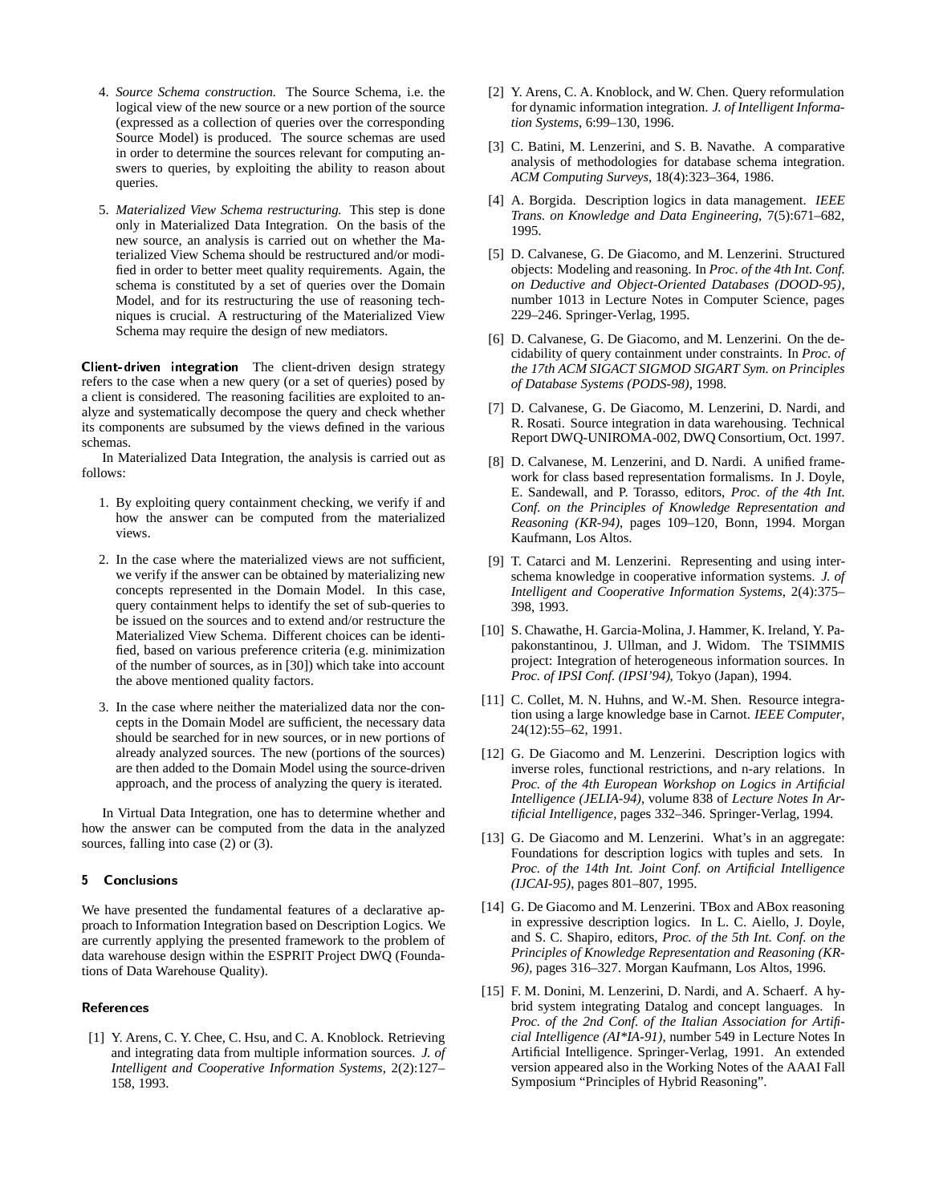4. *Source Schema construction.* The Source Schema, i.e. the logical view of the new source or a new portion of the source (expressed as a collection of queries over the corresponding Source Model) is produced. The source schemas are used in order to determine the sources relevant for computing answers to queries, by exploiting the ability to reason about queries.

5. *Materialized View Schema restructuring.* This step is done only in Materialized Data Integration. On the basis of the new source, an analysis is carried out on whether the Materialized View Schema should be restructured and/or modified in order to better meet quality requirements. Again, the schema is constituted by a set of queries over the Domain Model, and for its restructuring the use of reasoning techniques is crucial. A restructuring of the Materialized View Schema may require the design of new mediators.

**Client-driven integration** The client-driven design strategy refers to the case when a new query (or a set of queries) posed by a client is considered. The reasoning facilities are exploited to analyze and systematically decompose the query and check whether its components are subsumed by the views defined in the various schemas.

In Materialized Data Integration, the analysis is carried out as follows:

1. By exploiting query containment checking, we verify if and how the answer can be computed from the materialized views.

2. In the case where the materialized views are not sufficient, we verify if the answer can be obtained by materializing new concepts represented in the Domain Model. In this case, query containment helps to identify the set of sub-queries to be issued on the sources and to extend and/or restructure the Materialized View Schema. Different choices can be identified, based on various preference criteria (e.g. minimization of the number of sources, as in [30]) which take into account the above mentioned quality factors.

3. In the case where neither the materialized data nor the concepts in the Domain Model are sufficient, the necessary data should be searched for in new sources, or in new portions of already analyzed sources. The new (portions of the sources) are then added to the Domain Model using the source-driven approach, and the process of analyzing the query is iterated.

In Virtual Data Integration, one has to determine whether and how the answer can be computed from the data in the analyzed sources, falling into case (2) or (3).

## 5 Conclusions

We have presented the fundamental features of a declarative approach to Information Integration based on Description Logics. We are currently applying the presented framework to the problem of data warehouse design within the ESPRIT Project DWQ (Foundations of Data Warehouse Quality).

## References

[1] Y. Arens, C. Y. Chee, C. Hsu, and C. A. Knoblock. Retrieving and integrating data from multiple information sources. *J. of Intelligent and Cooperative Information Systems*, 2(2):127–158, 1993.

[2] Y. Arens, C. A. Knoblock, and W. Chen. Query reformulation for dynamic information integration. *J. of Intelligent Information Systems*, 6:99–130, 1996.

[3] C. Batini, M. Lenzerini, and S. B. Navathe. A comparative analysis of methodologies for database schema integration. *ACM Computing Surveys*, 18(4):323–364, 1986.

[4] A. Borgida. Description logics in data management. *IEEE Trans. on Knowledge and Data Engineering*, 7(5):671–682, 1995.

[5] D. Calvanese, G. De Giacomo, and M. Lenzerini. Structured objects: Modeling and reasoning. In *Proc. of the 4th Int. Conf. on Deductive and Object-Oriented Databases (DOOD-95)*, number 1013 in Lecture Notes in Computer Science, pages 229–246. Springer-Verlag, 1995.

[6] D. Calvanese, G. De Giacomo, and M. Lenzerini. On the decidability of query containment under constraints. In *Proc. of the 17th ACM SIGACT SIGMOD SIGART Sym. on Principles of Database Systems (PODS-98)*, 1998.

[7] D. Calvanese, G. De Giacomo, M. Lenzerini, D. Nardi, and R. Rosati. Source integration in data warehousing. Technical Report DWQ-UNIROMA-002, DWQ Consortium, Oct. 1997.

[8] D. Calvanese, M. Lenzerini, and D. Nardi. A unified framework for class based representation formalisms. In J. Doyle, E. Sandewall, and P. Torasso, editors, *Proc. of the 4th Int. Conf. on the Principles of Knowledge Representation and Reasoning (KR-94)*, pages 109–120, Bonn, 1994. Morgan Kaufmann, Los Altos.

[9] T. Catarci and M. Lenzerini. Representing and using interschema knowledge in cooperative information systems. *J. of Intelligent and Cooperative Information Systems*, 2(4):375–398, 1993.

[10] S. Chawathe, H. Garcia-Molina, J. Hammer, K. Ireland, Y. Papakonstantinou, J. Ullman, and J. Widom. The TSIMMIS project: Integration of heterogeneous information sources. In *Proc. of IPSI Conf. (IPSI'94)*, Tokyo (Japan), 1994.

[11] C. Collet, M. N. Huhns, and W.-M. Shen. Resource integration using a large knowledge base in Carnot. *IEEE Computer*, 24(12):55–62, 1991.

[12] G. De Giacomo and M. Lenzerini. Description logics with inverse roles, functional restrictions, and n-ary relations. In *Proc. of the 4th European Workshop on Logics in Artificial Intelligence (JELIA-94)*, volume 838 of *Lecture Notes In Artificial Intelligence*, pages 332–346. Springer-Verlag, 1994.

[13] G. De Giacomo and M. Lenzerini. What's in an aggregate: Foundations for description logics with tuples and sets. In *Proc. of the 14th Int. Joint Conf. on Artificial Intelligence (IJCAI-95)*, pages 801–807, 1995.

[14] G. De Giacomo and M. Lenzerini. TBox and ABox reasoning in expressive description logics. In L. C. Aiello, J. Doyle, and S. C. Shapiro, editors, *Proc. of the 5th Int. Conf. on the Principles of Knowledge Representation and Reasoning (KR-96)*, pages 316–327. Morgan Kaufmann, Los Altos, 1996.

[15] F. M. Donini, M. Lenzerini, D. Nardi, and A. Schaerf. A hybrid system integrating Datalog and concept languages. In *Proc. of the 2nd Conf. of the Italian Association for Artificial Intelligence (AI\*IA-91)*, number 549 in Lecture Notes In Artificial Intelligence. Springer-Verlag, 1991. An extended version appeared also in the Working Notes of the AAAI Fall Symposium "Principles of Hybrid Reasoning".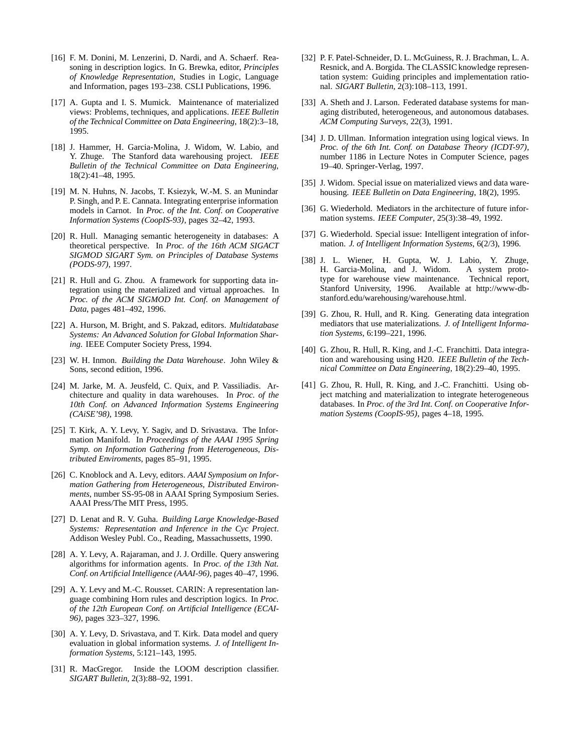[16] F. M. Donini, M. Lenzerini, D. Nardi, and A. Schaerf. Reasoning in description logics. In G. Brewka, editor, *Principles of Knowledge Representation*, Studies in Logic, Language and Information, pages 193–238. CSLI Publications, 1996.

[17] A. Gupta and I. S. Mumick. Maintenance of materialized views: Problems, techniques, and applications. *IEEE Bulletin of the Technical Committee on Data Engineering*, 18(2):3–18, 1995.

[18] J. Hammer, H. Garcia-Molina, J. Widom, W. Labio, and Y. Zhuge. The Stanford data warehousing project. *IEEE Bulletin of the Technical Committee on Data Engineering*, 18(2):41–48, 1995.

[19] M. N. Huhns, N. Jacobs, T. Ksiezyk, W.-M. S. an Munindar P. Singh, and P. E. Cannata. Integrating enterprise information models in Carnot. In *Proc. of the Int. Conf. on Cooperative Information Systems (CoopIS-93)*, pages 32–42, 1993.

[20] R. Hull. Managing semantic heterogeneity in databases: A theoretical perspective. In *Proc. of the 16th ACM SIGACT SIGMOD SIGART Sym. on Principles of Database Systems (PODS-97)*, 1997.

[21] R. Hull and G. Zhou. A framework for supporting data integration using the materialized and virtual approaches. In *Proc. of the ACM SIGMOD Int. Conf. on Management of Data*, pages 481–492, 1996.

[22] A. Hurson, M. Bright, and S. Pakzad, editors. *Multidatabase Systems: An Advanced Solution for Global Information Sharing*. IEEE Computer Society Press, 1994.

[23] W. H. Inmon. *Building the Data Warehouse*. John Wiley & Sons, second edition, 1996.

[24] M. Jarke, M. A. Jeusfeld, C. Quix, and P. Vassiliadis. Architecture and quality in data warehouses. In *Proc. of the 10th Conf. on Advanced Information Systems Engineering (CAiSE'98)*, 1998.

[25] T. Kirk, A. Y. Levy, Y. Sagiv, and D. Srivastava. The Information Manifold. In *Proceedings of the AAAI 1995 Spring Symp. on Information Gathering from Heterogeneous, Distributed Enviroments*, pages 85–91, 1995.

[26] C. Knoblock and A. Levy, editors. *AAAI Symposium on Information Gathering from Heterogeneous, Distributed Environments*, number SS-95-08 in AAAI Spring Symposium Series. AAAI Press/The MIT Press, 1995.

[27] D. Lenat and R. V. Guha. *Building Large Knowledge-Based Systems: Representation and Inference in the Cyc Project*. Addison Wesley Publ. Co., Reading, Massachussetts, 1990.

[28] A. Y. Levy, A. Rajaraman, and J. J. Ordille. Query answering algorithms for information agents. In *Proc. of the 13th Nat. Conf. on Artificial Intelligence (AAAI-96)*, pages 40–47, 1996.

[29] A. Y. Levy and M.-C. Rousset. CARIN: A representation language combining Horn rules and description logics. In *Proc. of the 12th European Conf. on Artificial Intelligence (ECAI-96)*, pages 323–327, 1996.

[30] A. Y. Levy, D. Srivastava, and T. Kirk. Data model and query evaluation in global information systems. *J. of Intelligent Information Systems*, 5:121–143, 1995.

[31] R. MacGregor. Inside the LOOM description classifier. *SIGART Bulletin*, 2(3):88–92, 1991.

[32] P. F. Patel-Schneider, D. L. McGuiness, R. J. Brachman, L. A. Resnick, and A. Borgida. The CLASSIC knowledge representation system: Guiding principles and implementation rational. *SIGART Bulletin*, 2(3):108–113, 1991.

[33] A. Sheth and J. Larson. Federated database systems for managing distributed, heterogeneous, and autonomous databases. *ACM Computing Surveys*, 22(3), 1991.

[34] J. D. Ullman. Information integration using logical views. In *Proc. of the 6th Int. Conf. on Database Theory (ICDT-97)*, number 1186 in Lecture Notes in Computer Science, pages 19–40. Springer-Verlag, 1997.

[35] J. Widom. Special issue on materialized views and data warehousing. *IEEE Bulletin on Data Engineering*, 18(2), 1995.

[36] G. Wiederhold. Mediators in the architecture of future information systems. *IEEE Computer*, 25(3):38–49, 1992.

[37] G. Wiederhold. Special issue: Intelligent integration of information. *J. of Intelligent Information Systems*, 6(2/3), 1996.

[38] J. L. Wiener, H. Gupta, W. J. Labio, Y. Zhuge, H. Garcia-Molina, and J. Widom. A system prototype for warehouse view maintenance. Technical report, Stanford University, 1996. Available at http://www-db-stanford.edu/warehousing/warehouse.html.

[39] G. Zhou, R. Hull, and R. King. Generating data integration mediators that use materializations. *J. of Intelligent Information Systems*, 6:199–221, 1996.

[40] G. Zhou, R. Hull, R. King, and J.-C. Franchitti. Data integration and warehousing using H20. *IEEE Bulletin of the Technical Committee on Data Engineering*, 18(2):29–40, 1995.

[41] G. Zhou, R. Hull, R. King, and J.-C. Franchitti. Using object matching and materialization to integrate heterogeneous databases. In *Proc. of the 3rd Int. Conf. on Cooperative Information Systems (CoopIS-95)*, pages 4–18, 1995.